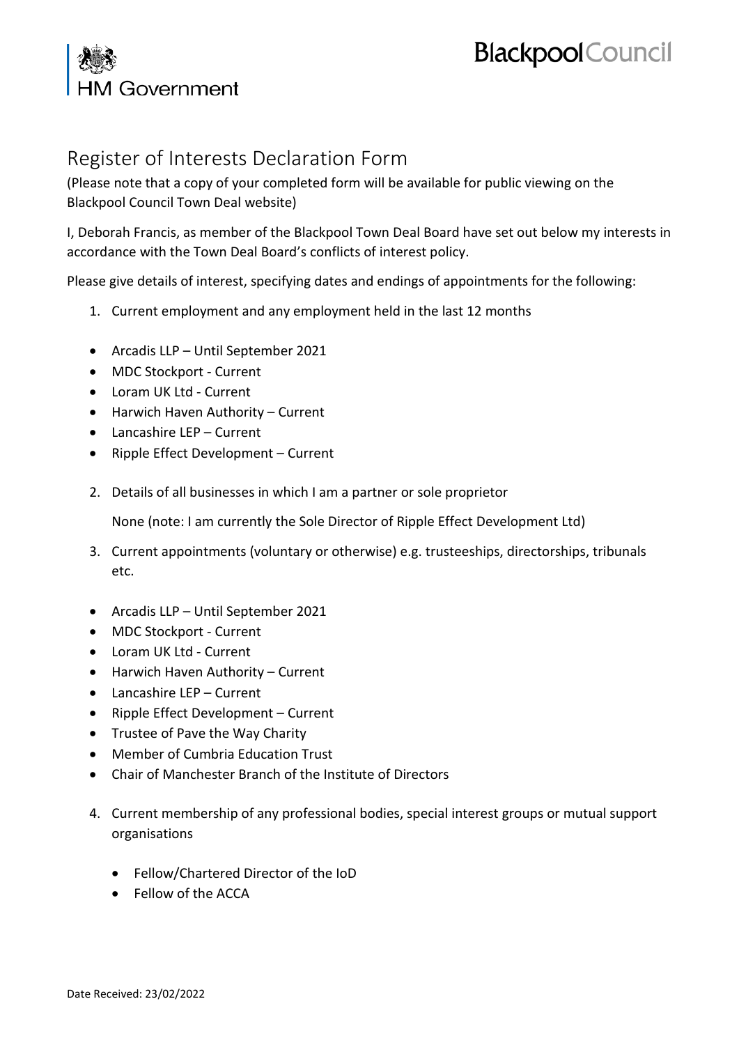HM Government

Blackpool Council

# Register of Interests Declaration Form

(Please note that a copy of your completed form will be available for public viewing on the Blackpool Council Town Deal website)

I, Deborah Francis, as member of the Blackpool Town Deal Board have set out below my interests in accordance with the Town Deal Board's conflicts of interest policy.

Please give details of interest, specifying dates and endings of appointments for the following:

1. Current employment and any employment held in the last 12 months

- Arcadis LLP – Until September 2021
- MDC Stockport - Current
- Loram UK Ltd - Current
- Harwich Haven Authority – Current
- Lancashire LEP – Current
- Ripple Effect Development – Current

2. Details of all businesses in which I am a partner or sole proprietor

   None (note: I am currently the Sole Director of Ripple Effect Development Ltd)

3. Current appointments (voluntary or otherwise) e.g. trusteeships, directorships, tribunals etc.

- Arcadis LLP – Until September 2021
- MDC Stockport - Current
- Loram UK Ltd - Current
- Harwich Haven Authority – Current
- Lancashire LEP – Current
- Ripple Effect Development – Current
- Trustee of Pave the Way Charity
- Member of Cumbria Education Trust
- Chair of Manchester Branch of the Institute of Directors

4. Current membership of any professional bodies, special interest groups or mutual support organisations

   - Fellow/Chartered Director of the IoD
   - Fellow of the ACCA

Date Received: 23/02/2022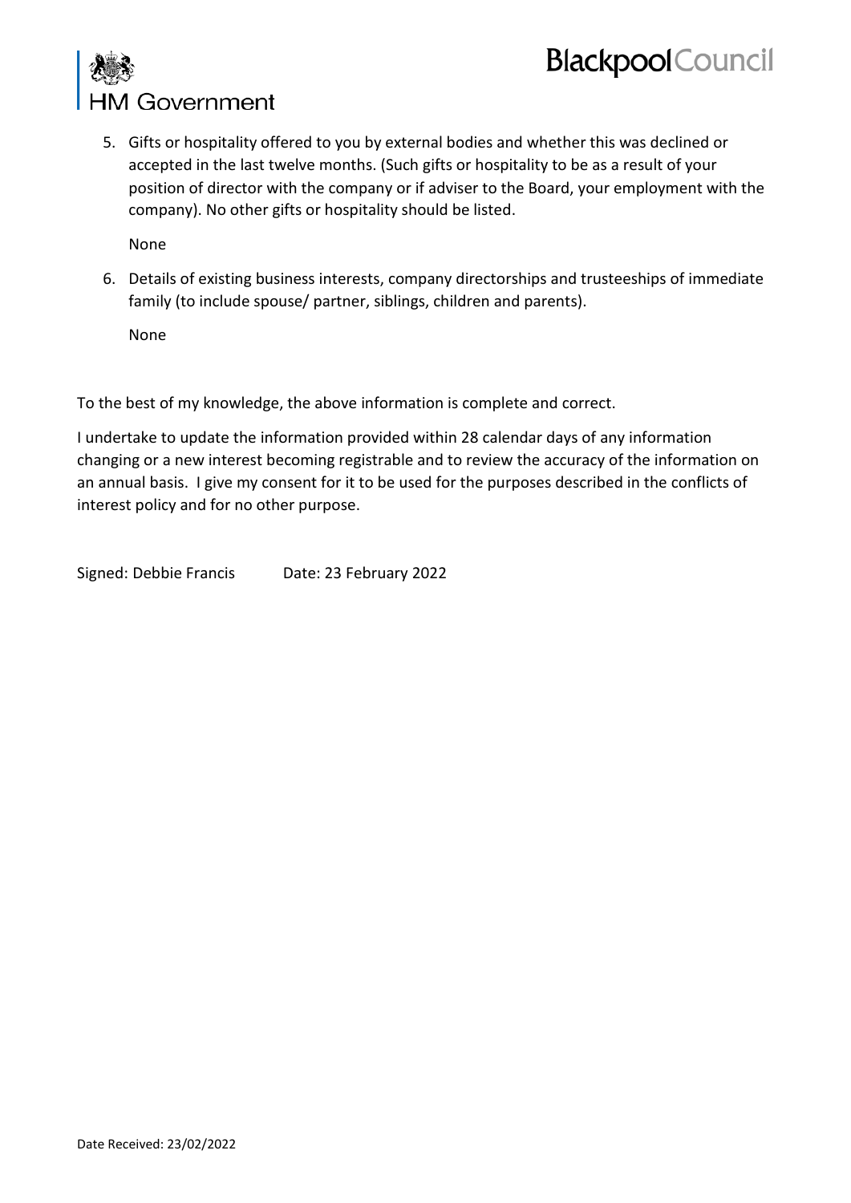5. Gifts or hospitality offered to you by external bodies and whether this was declined or accepted in the last twelve months. (Such gifts or hospitality to be as a result of your position of director with the company or if adviser to the Board, your employment with the company). No other gifts or hospitality should be listed.

   None

6. Details of existing business interests, company directorships and trusteeships of immediate family (to include spouse/ partner, siblings, children and parents).

   None

To the best of my knowledge, the above information is complete and correct.

I undertake to update the information provided within 28 calendar days of any information changing or a new interest becoming registrable and to review the accuracy of the information on an annual basis. I give my consent for it to be used for the purposes described in the conflicts of interest policy and for no other purpose.

Signed: Debbie Francis     Date: 23 February 2022

Date Received: 23/02/2022